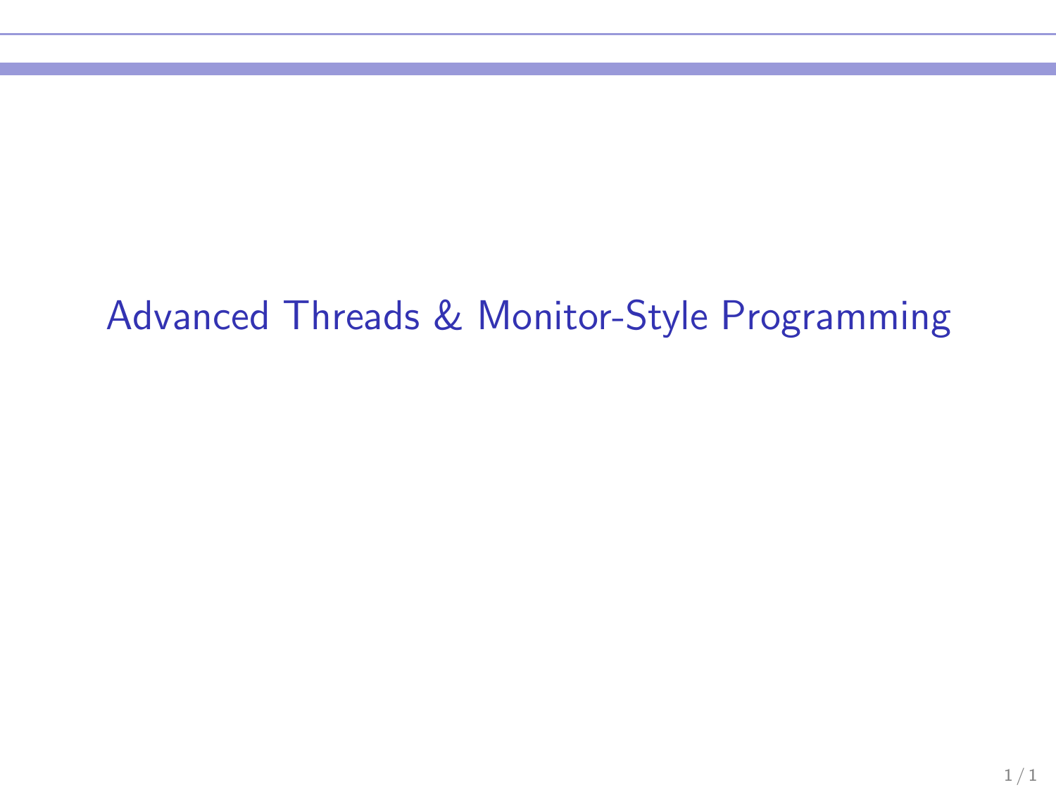# Advanced Threads & Monitor-Style Programming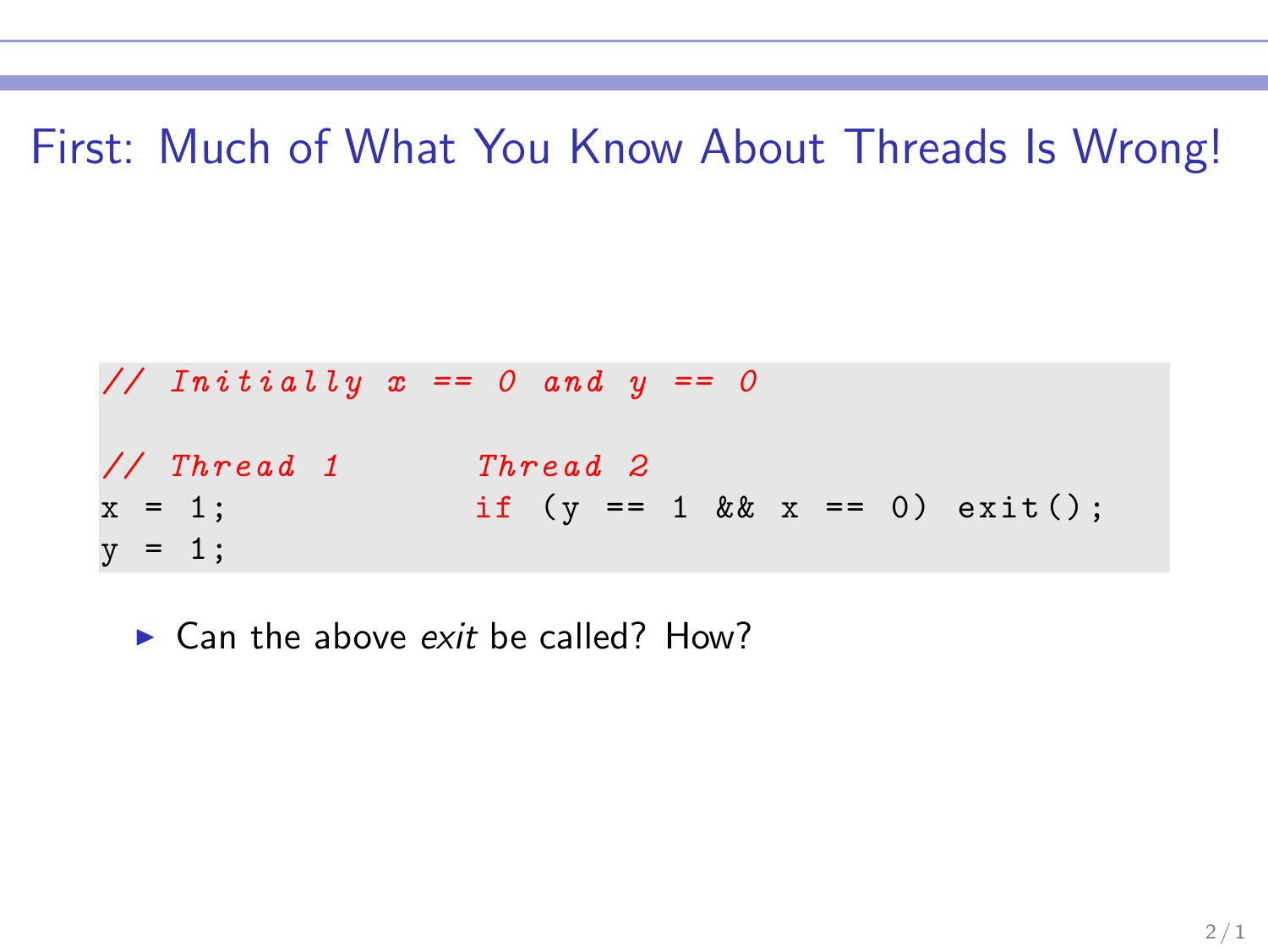# First: Much of What You Know About Threads Is Wrong!

```
// Initially x == 0 and y == 0

// Thread 1          Thread 2
x = 1;               if (y == 1 && x == 0) exit();
y = 1;
```

- Can the above *exit* be called? How?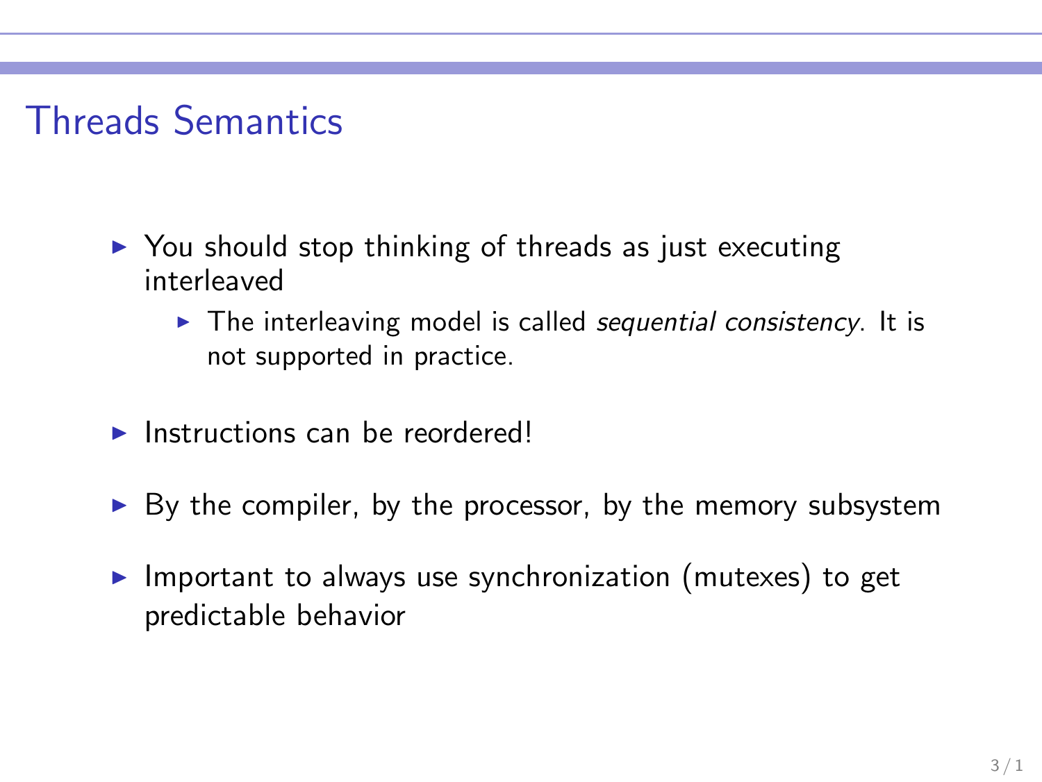# Threads Semantics

- You should stop thinking of threads as just executing interleaved
  - The interleaving model is called *sequential consistency*. It is not supported in practice.
- Instructions can be reordered!
- By the compiler, by the processor, by the memory subsystem
- Important to always use synchronization (mutexes) to get predictable behavior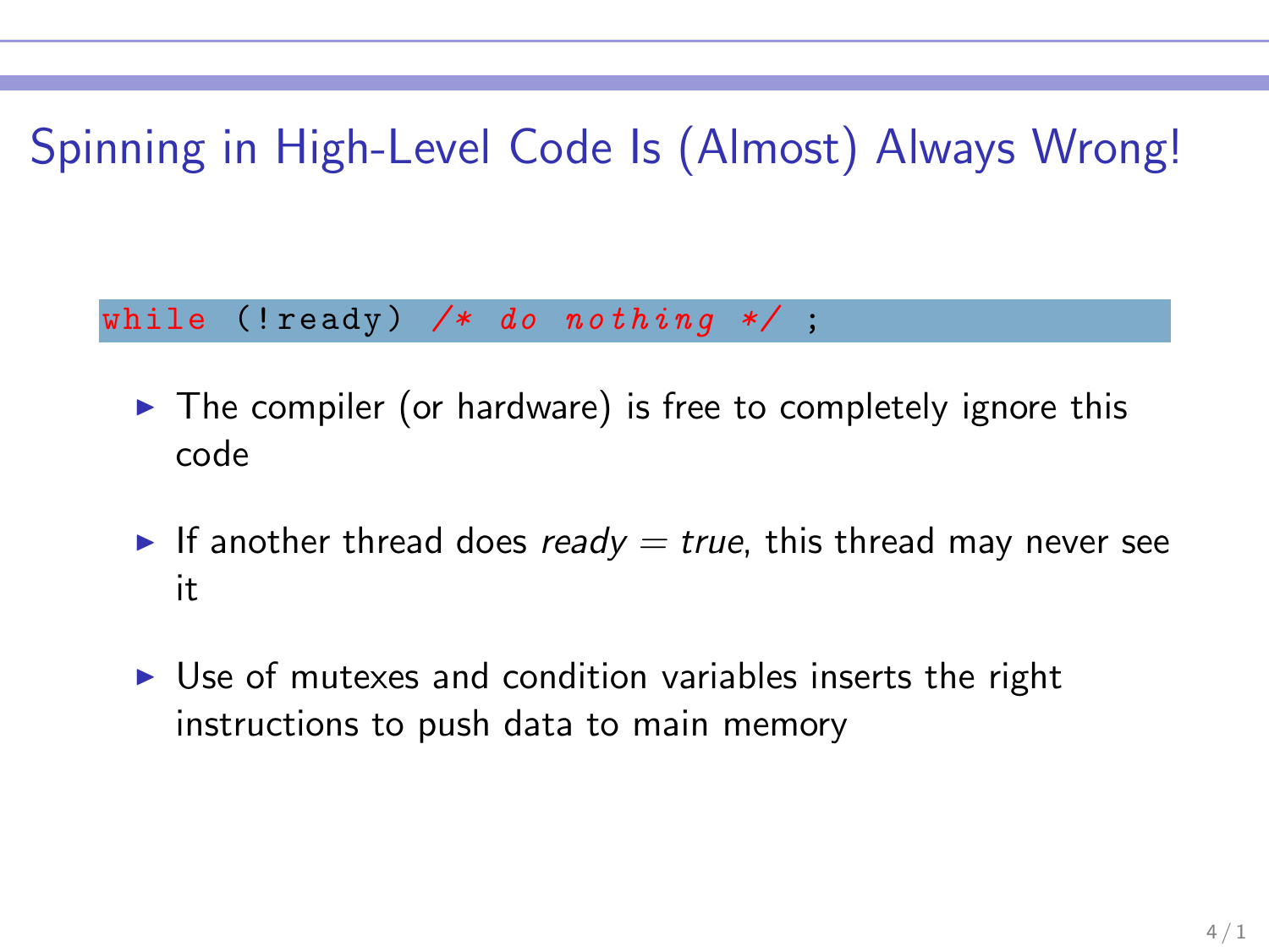# Spinning in High-Level Code Is (Almost) Always Wrong!

```
while (!ready) /* do nothing */ ;
```

- The compiler (or hardware) is free to completely ignore this code
- If another thread does *ready* = *true*, this thread may never see it
- Use of mutexes and condition variables inserts the right instructions to push data to main memory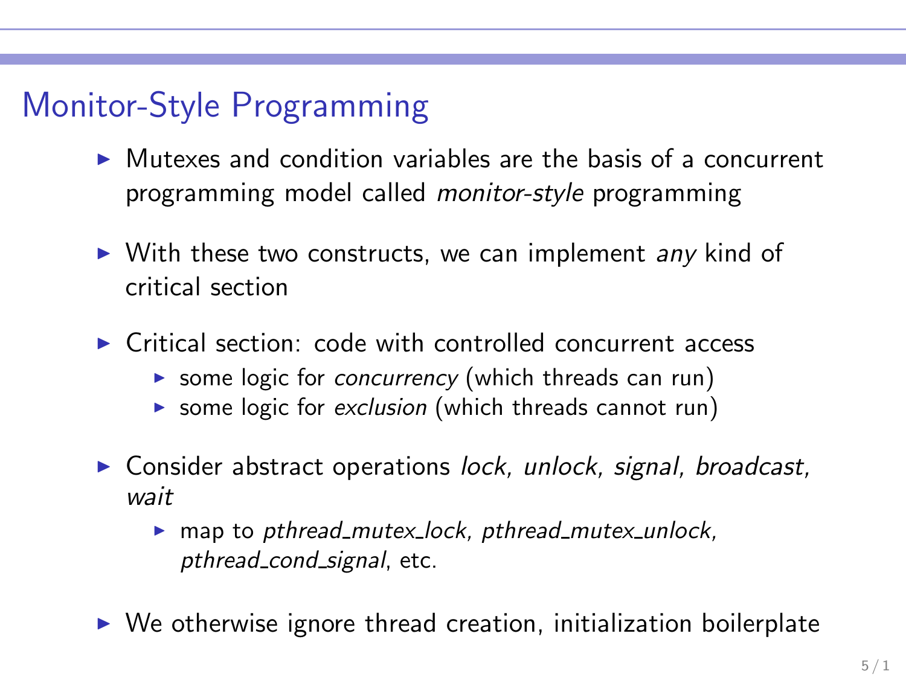# Monitor-Style Programming

- Mutexes and condition variables are the basis of a concurrent programming model called *monitor-style* programming
- With these two constructs, we can implement *any* kind of critical section
- Critical section: code with controlled concurrent access
  - some logic for *concurrency* (which threads can run)
  - some logic for *exclusion* (which threads cannot run)
- Consider abstract operations *lock, unlock, signal, broadcast, wait*
  - map to *pthread_mutex_lock, pthread_mutex_unlock, pthread_cond_signal*, etc.
- We otherwise ignore thread creation, initialization boilerplate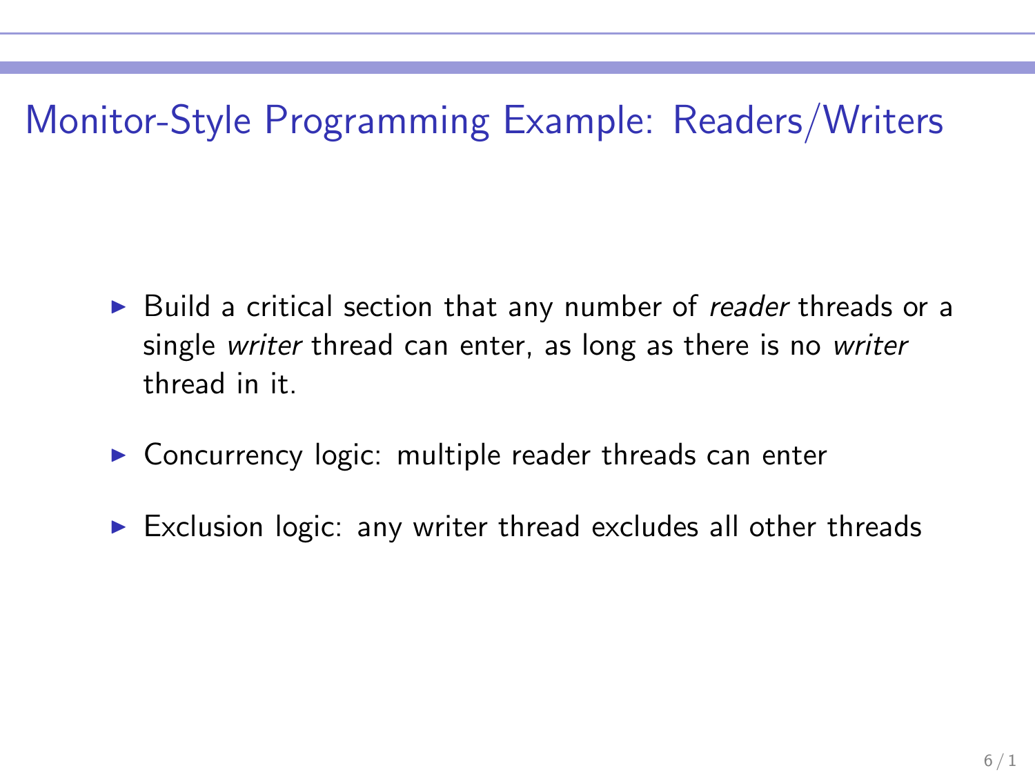# Monitor-Style Programming Example: Readers/Writers

- Build a critical section that any number of *reader* threads or a single *writer* thread can enter, as long as there is no *writer* thread in it.
- Concurrency logic: multiple reader threads can enter
- Exclusion logic: any writer thread excludes all other threads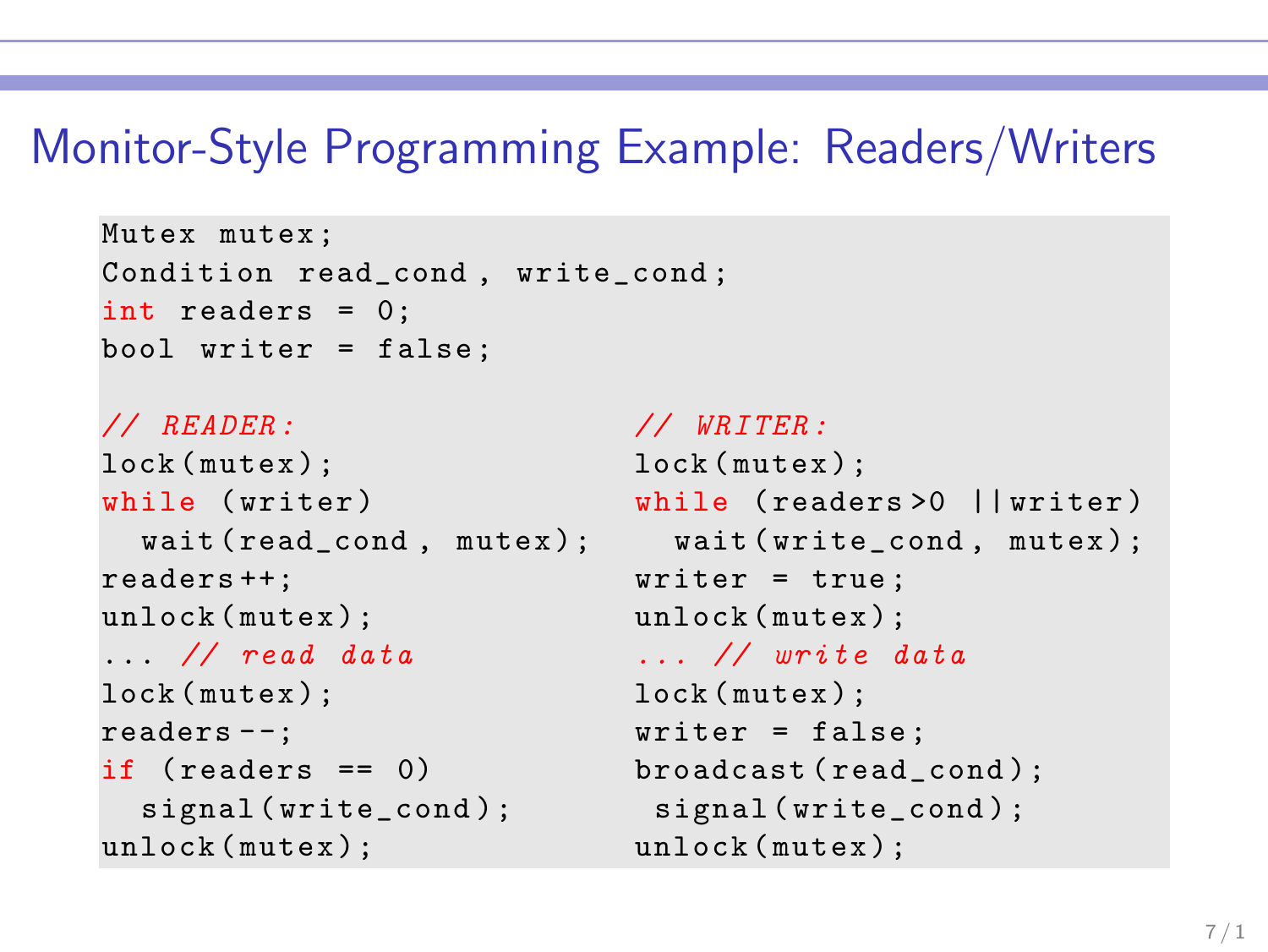# Monitor-Style Programming Example: Readers/Writers

```
Mutex mutex;
Condition read_cond, write_cond;
int readers = 0;
bool writer = false;
```

```
// READER:
lock(mutex);
while (writer)
  wait(read_cond, mutex);
readers++;
unlock(mutex);
... // read data
lock(mutex);
readers--;
if (readers == 0)
  signal(write_cond);
unlock(mutex);
```

```
// WRITER:
lock(mutex);
while (readers>0 ||writer)
  wait(write_cond, mutex);
writer = true;
unlock(mutex);
... // write data
lock(mutex);
writer = false;
broadcast(read_cond);
 signal(write_cond);
unlock(mutex);
```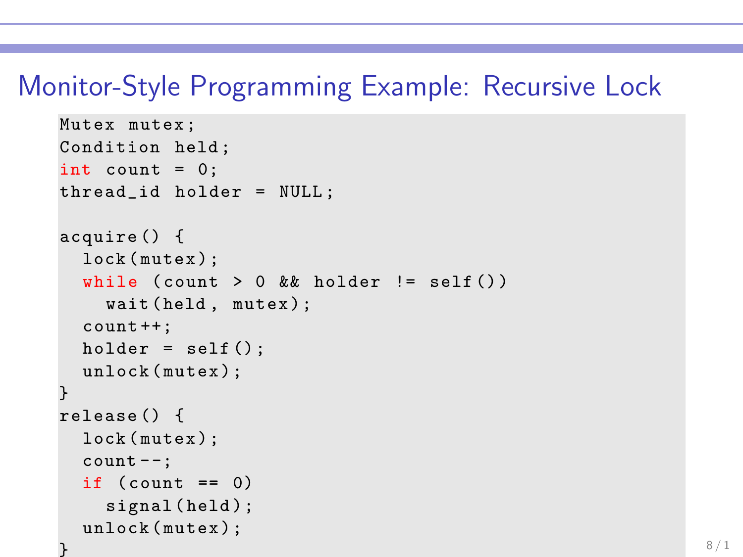# Monitor-Style Programming Example: Recursive Lock

```
Mutex mutex;
Condition held;
int count = 0;
thread_id holder = NULL;

acquire() {
  lock(mutex);
  while (count > 0 && holder != self())
    wait(held, mutex);
  count++;
  holder = self();
  unlock(mutex);
}
release() {
  lock(mutex);
  count--;
  if (count == 0)
    signal(held);
  unlock(mutex);
}
```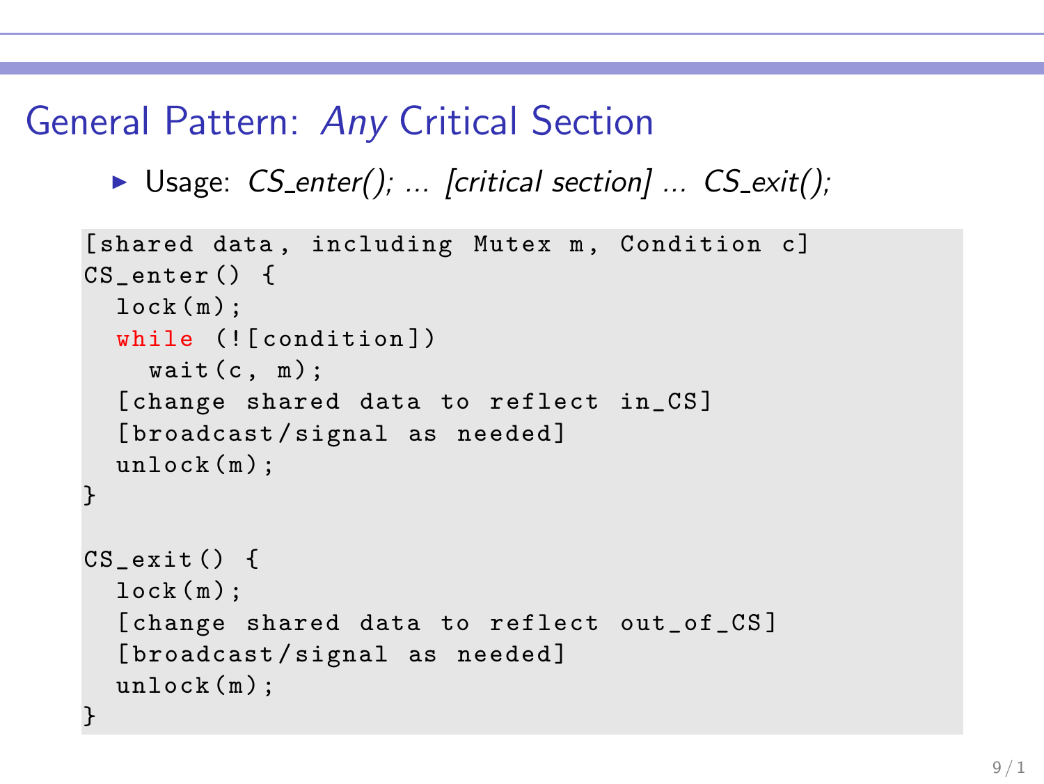# General Pattern: *Any* Critical Section

- Usage: *CS_enter(); ... [critical section] ... CS_exit();*

```
[shared data, including Mutex m, Condition c]
CS_enter() {
  lock(m);
  while (![condition])
    wait(c, m);
  [change shared data to reflect in_CS]
  [broadcast/signal as needed]
  unlock(m);
}

CS_exit() {
  lock(m);
  [change shared data to reflect out_of_CS]
  [broadcast/signal as needed]
  unlock(m);
}
```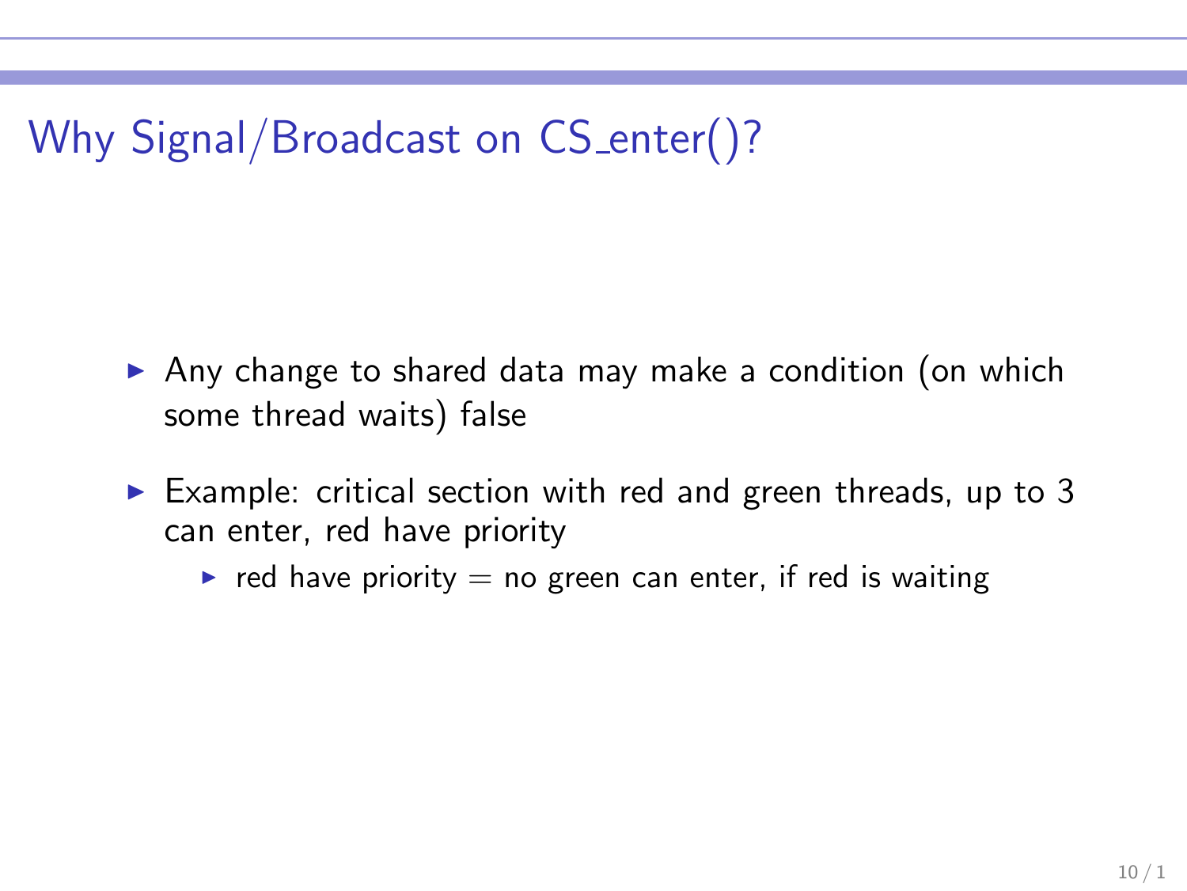# Why Signal/Broadcast on CS_enter()?

- Any change to shared data may make a condition (on which some thread waits) false
- Example: critical section with red and green threads, up to 3 can enter, red have priority
  - red have priority = no green can enter, if red is waiting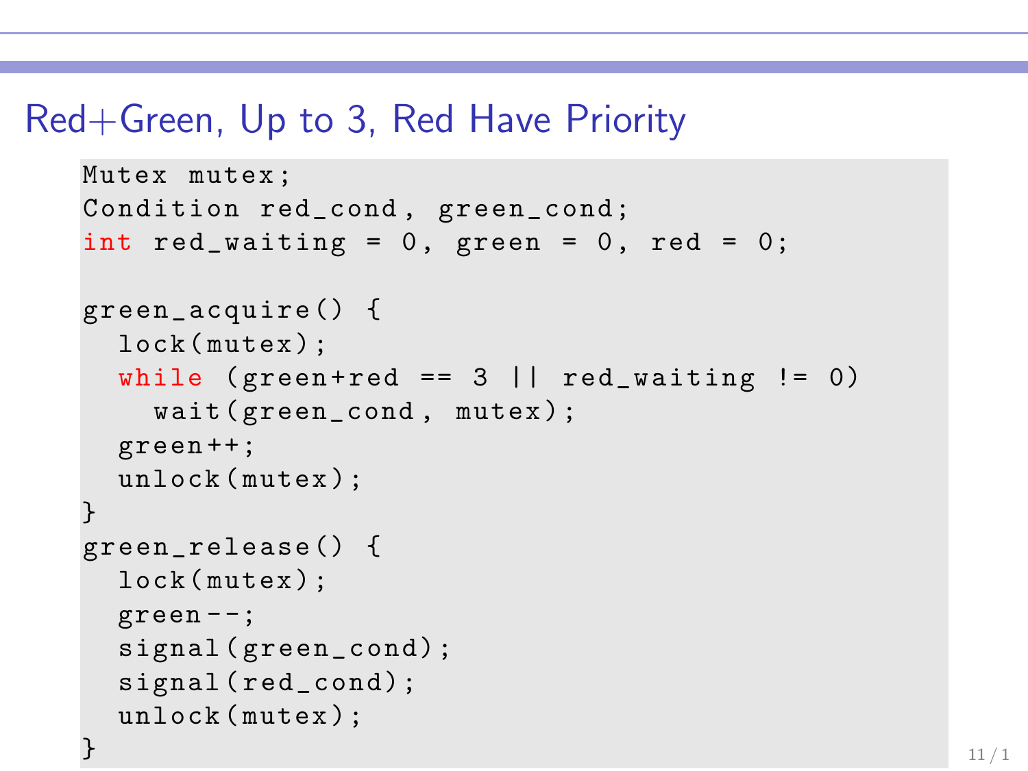# Red+Green, Up to 3, Red Have Priority

```
Mutex mutex;
Condition red_cond, green_cond;
int red_waiting = 0, green = 0, red = 0;

green_acquire() {
  lock(mutex);
  while (green+red == 3 || red_waiting != 0)
    wait(green_cond, mutex);
  green++;
  unlock(mutex);
}
green_release() {
  lock(mutex);
  green--;
  signal(green_cond);
  signal(red_cond);
  unlock(mutex);
}
```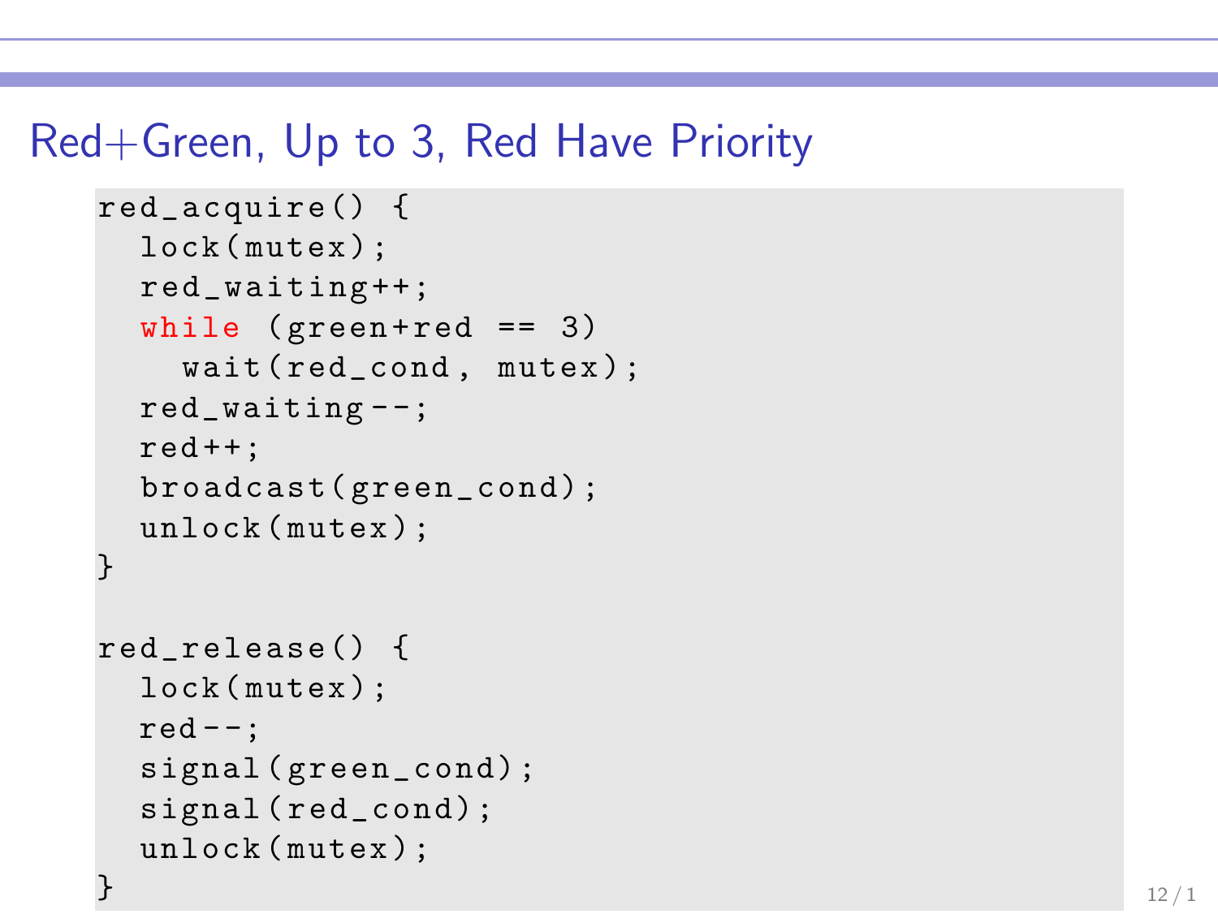# Red+Green, Up to 3, Red Have Priority

```
red_acquire() {
  lock(mutex);
  red_waiting++;
  while (green+red == 3)
    wait(red_cond, mutex);
  red_waiting--;
  red++;
  broadcast(green_cond);
  unlock(mutex);
}

red_release() {
  lock(mutex);
  red--;
  signal(green_cond);
  signal(red_cond);
  unlock(mutex);
}
```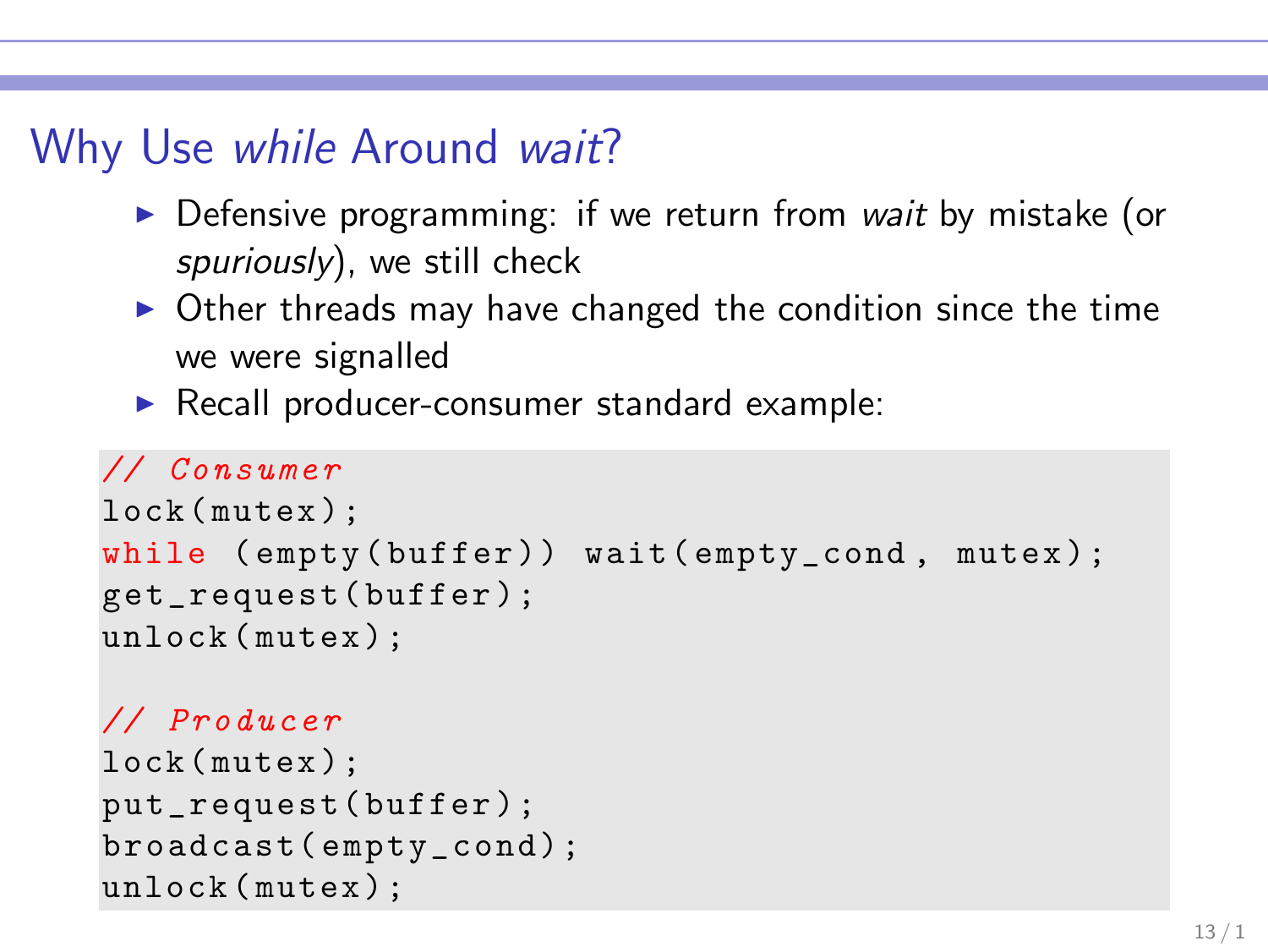# Why Use *while* Around *wait*?

- Defensive programming: if we return from *wait* by mistake (or *spuriously*), we still check
- Other threads may have changed the condition since the time we were signalled
- Recall producer-consumer standard example:

```
// Consumer
lock(mutex);
while (empty(buffer)) wait(empty_cond, mutex);
get_request(buffer);
unlock(mutex);

// Producer
lock(mutex);
put_request(buffer);
broadcast(empty_cond);
unlock(mutex);
```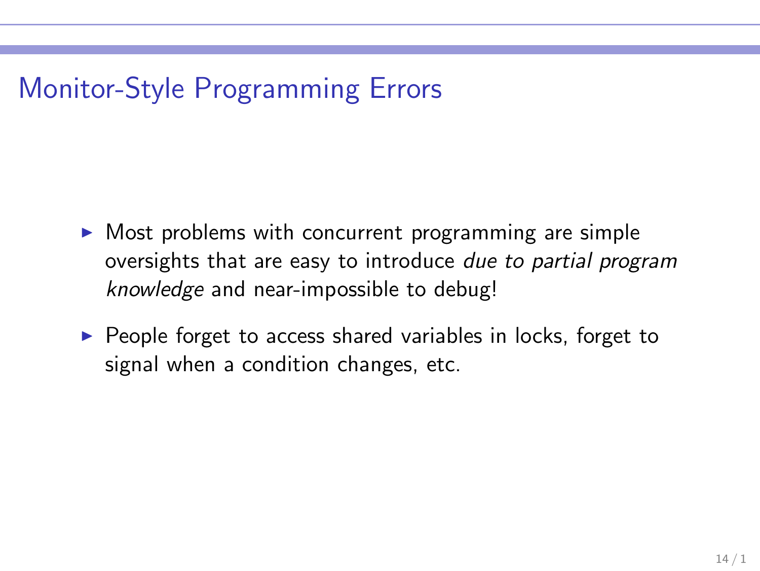# Monitor-Style Programming Errors

- Most problems with concurrent programming are simple oversights that are easy to introduce *due to partial program knowledge* and near-impossible to debug!
- People forget to access shared variables in locks, forget to signal when a condition changes, etc.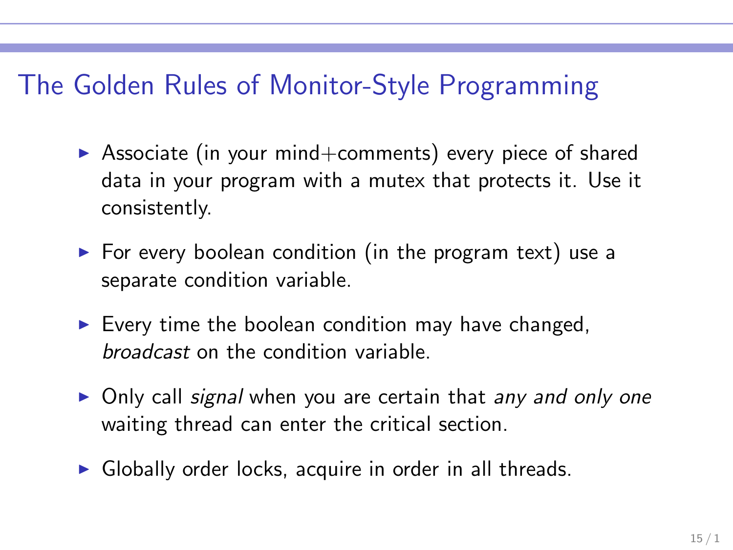# The Golden Rules of Monitor-Style Programming

- Associate (in your mind+comments) every piece of shared data in your program with a mutex that protects it. Use it consistently.
- For every boolean condition (in the program text) use a separate condition variable.
- Every time the boolean condition may have changed, *broadcast* on the condition variable.
- Only call *signal* when you are certain that *any and only one* waiting thread can enter the critical section.
- Globally order locks, acquire in order in all threads.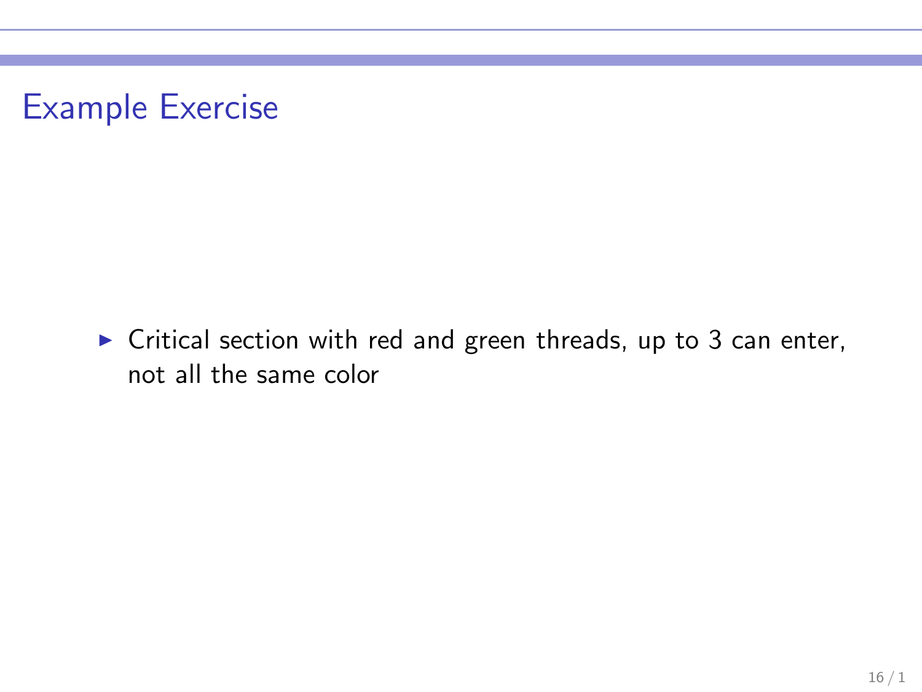## Example Exercise

- Critical section with red and green threads, up to 3 can enter, not all the same color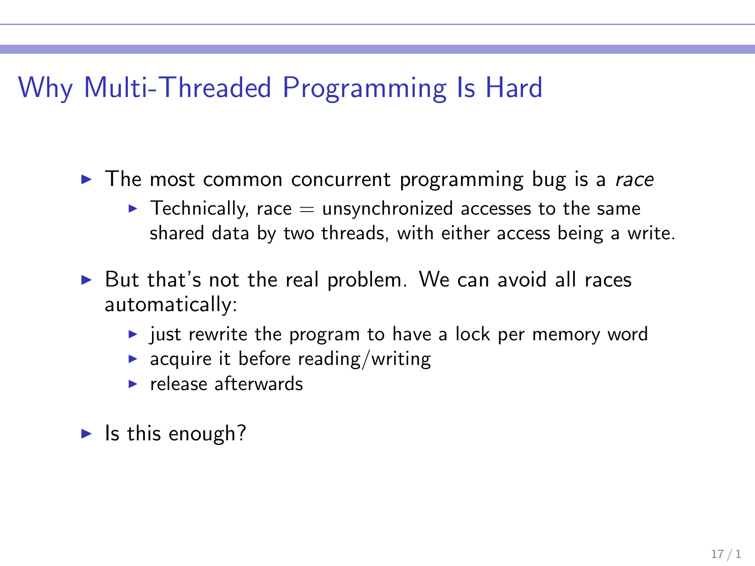# Why Multi-Threaded Programming Is Hard

- The most common concurrent programming bug is a *race*
  - Technically, race = unsynchronized accesses to the same shared data by two threads, with either access being a write.
- But that's not the real problem. We can avoid all races automatically:
  - just rewrite the program to have a lock per memory word
  - acquire it before reading/writing
  - release afterwards
- Is this enough?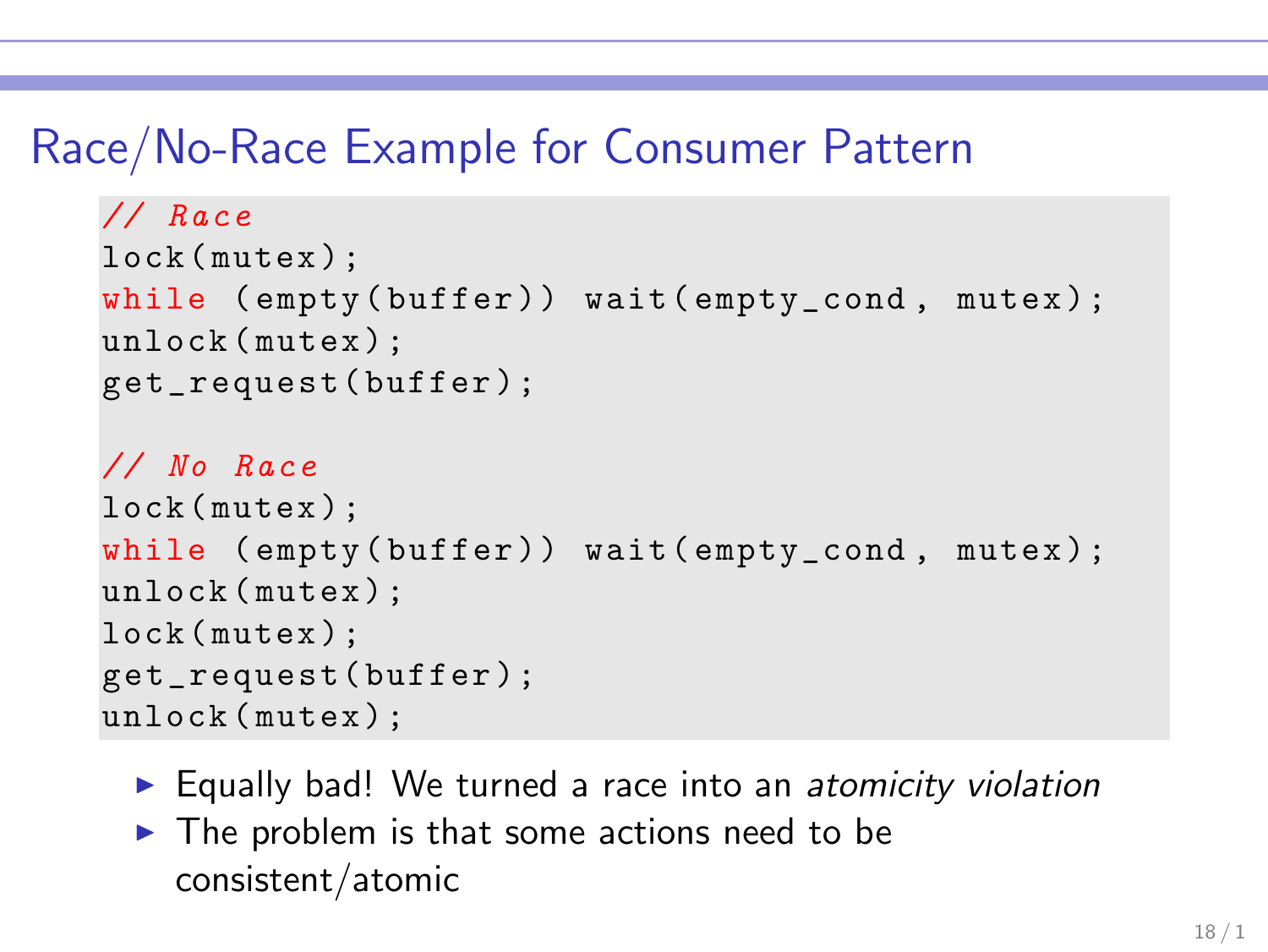# Race/No-Race Example for Consumer Pattern

```
// Race
lock(mutex);
while (empty(buffer)) wait(empty_cond, mutex);
unlock(mutex);
get_request(buffer);

// No Race
lock(mutex);
while (empty(buffer)) wait(empty_cond, mutex);
unlock(mutex);
lock(mutex);
get_request(buffer);
unlock(mutex);
```

- Equally bad! We turned a race into an *atomicity violation*
- The problem is that some actions need to be consistent/atomic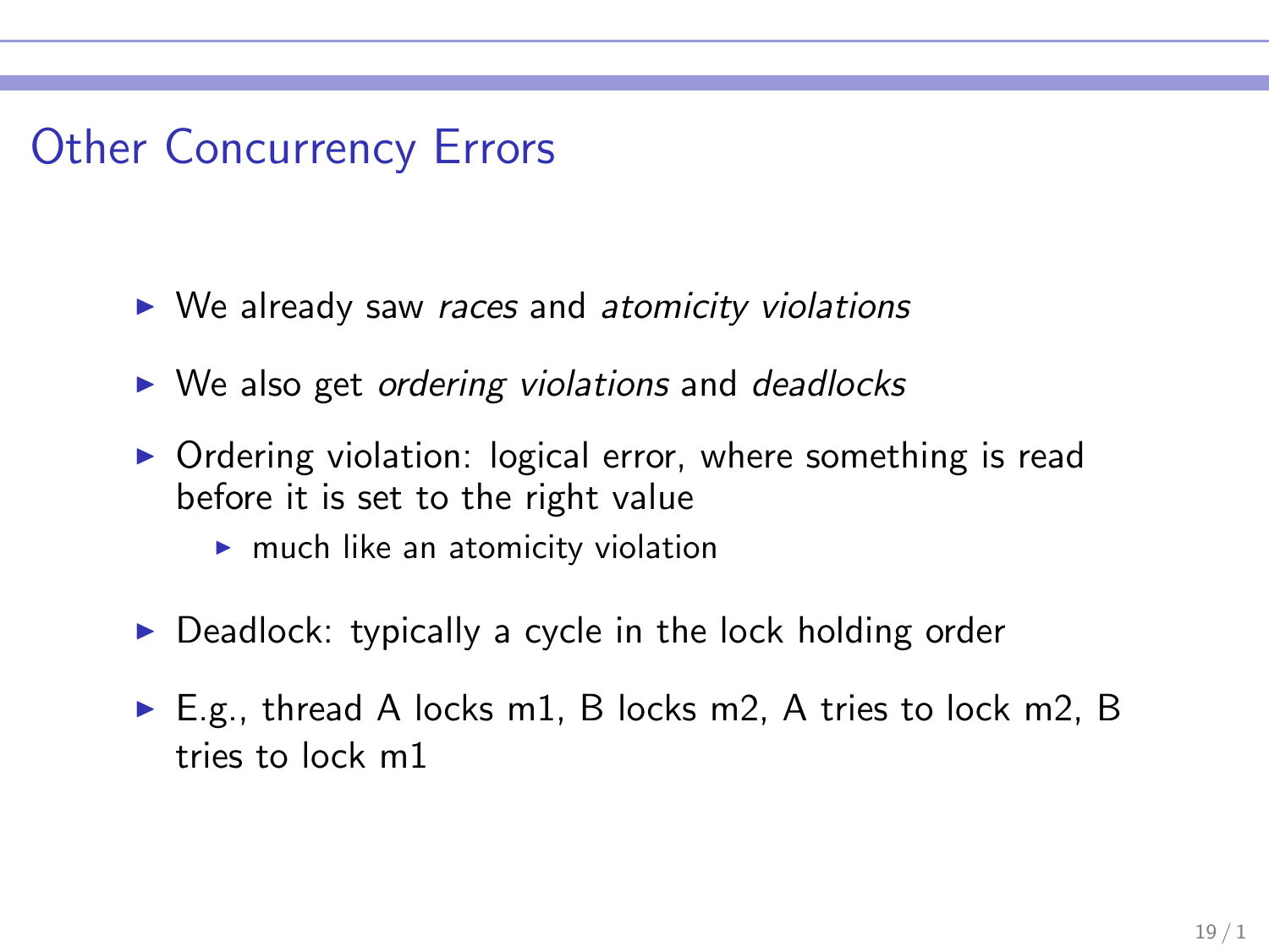# Other Concurrency Errors

- We already saw *races* and *atomicity violations*
- We also get *ordering violations* and *deadlocks*
- Ordering violation: logical error, where something is read before it is set to the right value
  - much like an atomicity violation
- Deadlock: typically a cycle in the lock holding order
- E.g., thread A locks m1, B locks m2, A tries to lock m2, B tries to lock m1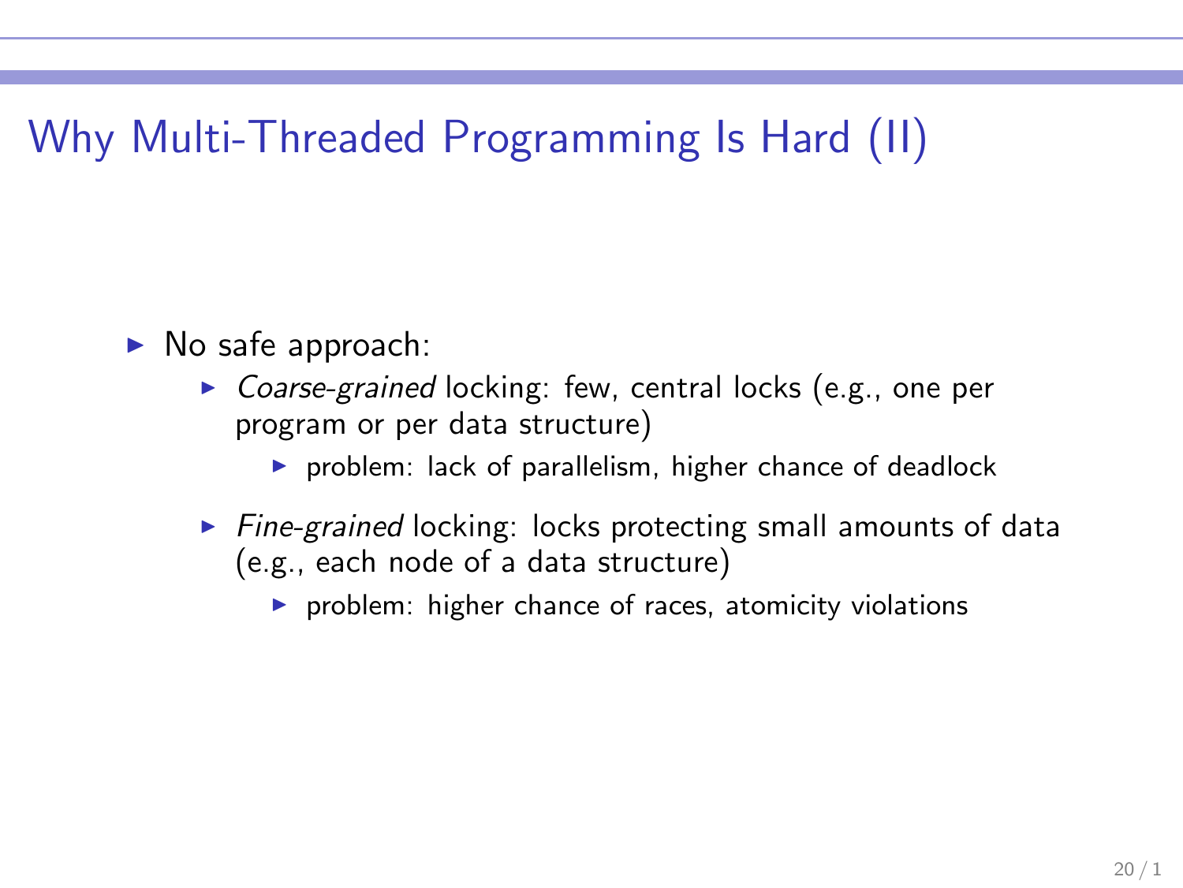# Why Multi-Threaded Programming Is Hard (II)

- No safe approach:
  - *Coarse-grained* locking: few, central locks (e.g., one per program or per data structure)
    - problem: lack of parallelism, higher chance of deadlock
  - *Fine-grained* locking: locks protecting small amounts of data (e.g., each node of a data structure)
    - problem: higher chance of races, atomicity violations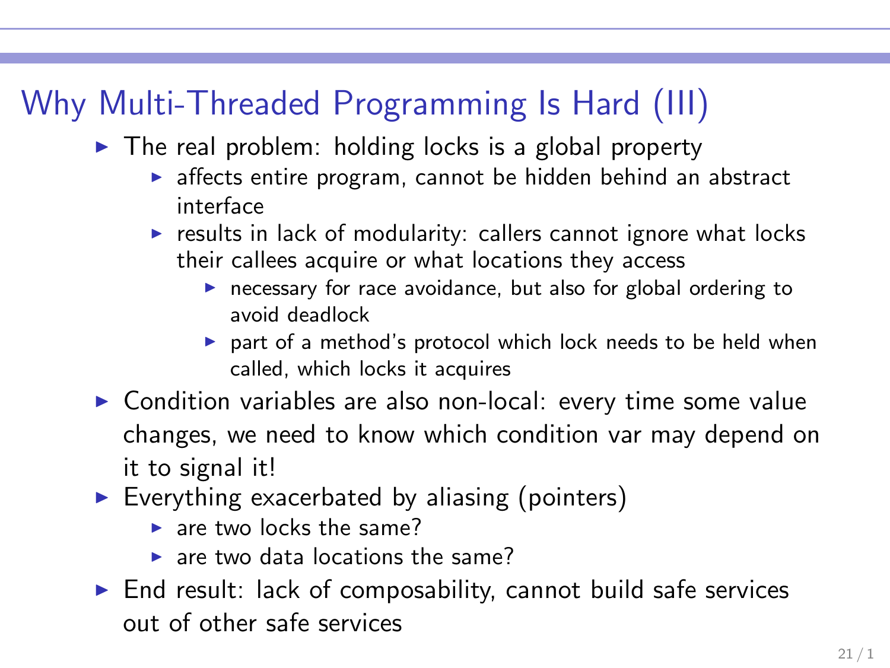# Why Multi-Threaded Programming Is Hard (III)

- The real problem: holding locks is a global property
  - affects entire program, cannot be hidden behind an abstract interface
  - results in lack of modularity: callers cannot ignore what locks their callees acquire or what locations they access
    - necessary for race avoidance, but also for global ordering to avoid deadlock
    - part of a method's protocol which lock needs to be held when called, which locks it acquires
- Condition variables are also non-local: every time some value changes, we need to know which condition var may depend on it to signal it!
- Everything exacerbated by aliasing (pointers)
  - are two locks the same?
  - are two data locations the same?
- End result: lack of composability, cannot build safe services out of other safe services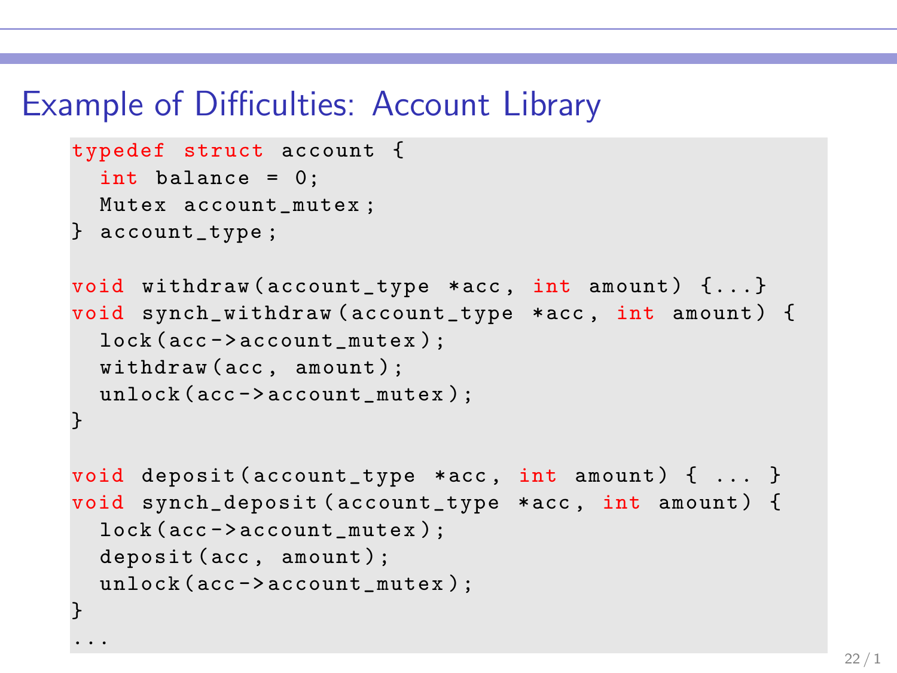# Example of Difficulties: Account Library

```
typedef struct account {
  int balance = 0;
  Mutex account_mutex;
} account_type;

void withdraw(account_type *acc, int amount) {...}
void synch_withdraw(account_type *acc, int amount) {
  lock(acc->account_mutex);
  withdraw(acc, amount);
  unlock(acc->account_mutex);
}

void deposit(account_type *acc, int amount) { ... }
void synch_deposit(account_type *acc, int amount) {
  lock(acc->account_mutex);
  deposit(acc, amount);
  unlock(acc->account_mutex);
}
...
```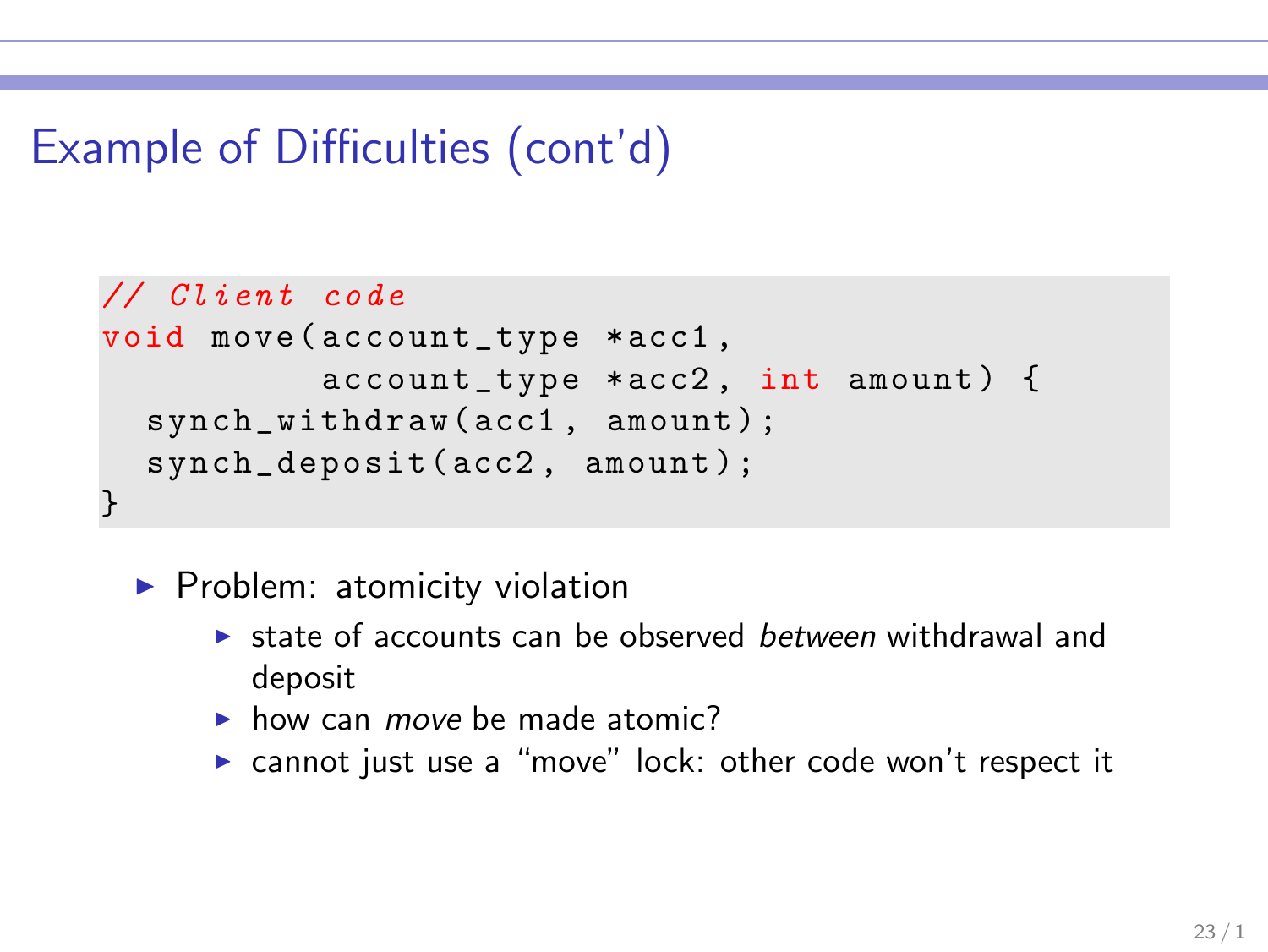# Example of Difficulties (cont'd)

```
// Client code
void move(account_type *acc1,
          account_type *acc2, int amount) {
  synch_withdraw(acc1, amount);
  synch_deposit(acc2, amount);
}
```

- Problem: atomicity violation
  - state of accounts can be observed *between* withdrawal and deposit
  - how can *move* be made atomic?
  - cannot just use a "move" lock: other code won't respect it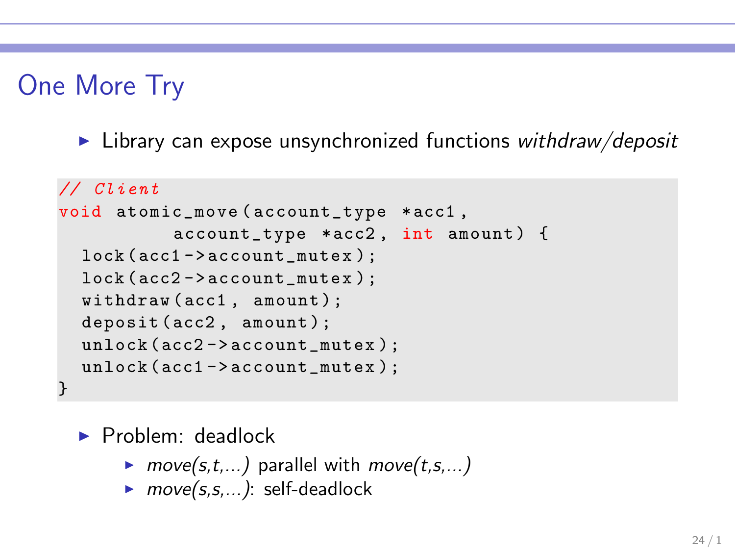# One More Try

- Library can expose unsynchronized functions *withdraw/deposit*

```
// Client
void atomic_move(account_type *acc1,
          account_type *acc2, int amount) {
  lock(acc1->account_mutex);
  lock(acc2->account_mutex);
  withdraw(acc1, amount);
  deposit(acc2, amount);
  unlock(acc2->account_mutex);
  unlock(acc1->account_mutex);
}
```

- Problem: deadlock
  - *move(s,t,...)* parallel with *move(t,s,...)*
  - *move(s,s,...)*: self-deadlock